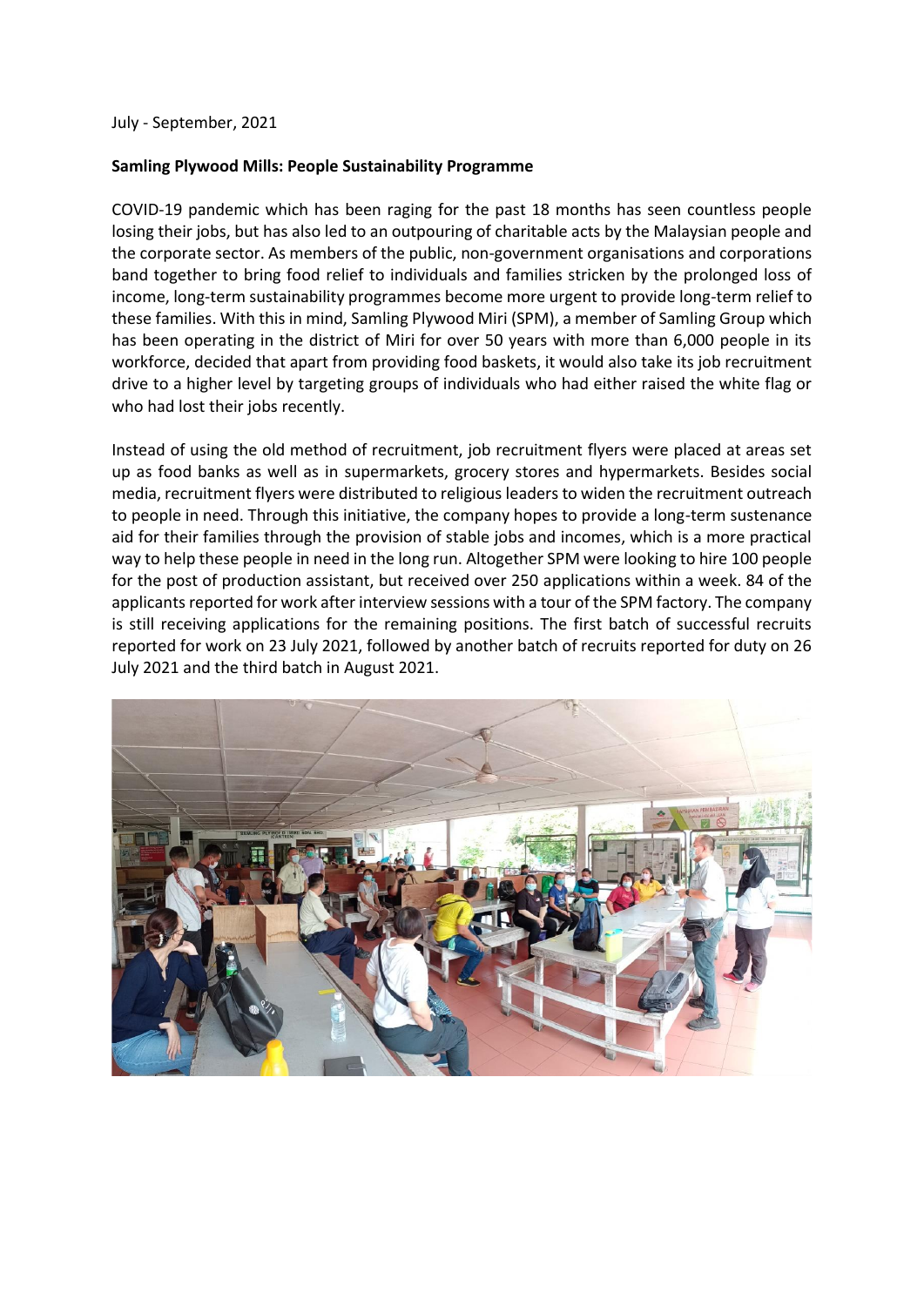July - September, 2021

**Samling Plywood Mills: People Sustainability Programme**

COVID-19 pandemic which has been raging for the past 18 months has seen countless people losing their jobs, but has also led to an outpouring of charitable acts by the Malaysian people and the corporate sector. As members of the public, non-government organisations and corporations band together to bring food relief to individuals and families stricken by the prolonged loss of income, long-term sustainability programmes become more urgent to provide long-term relief to these families. With this in mind, Samling Plywood Miri (SPM), a member of Samling Group which has been operating in the district of Miri for over 50 years with more than 6,000 people in its workforce, decided that apart from providing food baskets, it would also take its job recruitment drive to a higher level by targeting groups of individuals who had either raised the white flag or who had lost their jobs recently.

Instead of using the old method of recruitment, job recruitment flyers were placed at areas set up as food banks as well as in supermarkets, grocery stores and hypermarkets. Besides social media, recruitment flyers were distributed to religious leaders to widen the recruitment outreach to people in need. Through this initiative, the company hopes to provide a long-term sustenance aid for their families through the provision of stable jobs and incomes, which is a more practical way to help these people in need in the long run. Altogether SPM were looking to hire 100 people for the post of production assistant, but received over 250 applications within a week. 84 of the applicants reported for work after interview sessions with a tour of the SPM factory. The company is still receiving applications for the remaining positions. The first batch of successful recruits reported for work on 23 July 2021, followed by another batch of recruits reported for duty on 26 July 2021 and the third batch in August 2021.